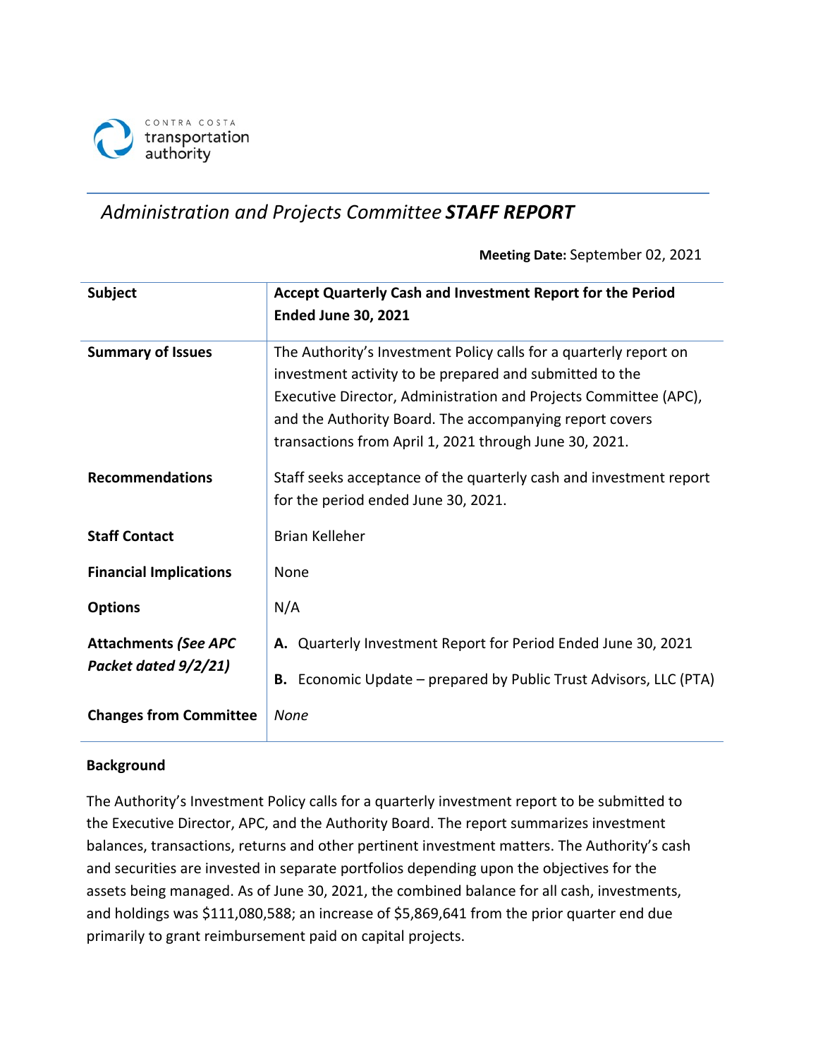CONTRA COSTA transportation authority

# *Administration and Projects Committee* ***STAFF REPORT***

**Meeting Date:** September 02, 2021

| | |
|---|---|
| **Subject** | **Accept Quarterly Cash and Investment Report for the Period Ended June 30, 2021** |
| **Summary of Issues** | The Authority's Investment Policy calls for a quarterly report on investment activity to be prepared and submitted to the Executive Director, Administration and Projects Committee (APC), and the Authority Board. The accompanying report covers transactions from April 1, 2021 through June 30, 2021. |
| **Recommendations** | Staff seeks acceptance of the quarterly cash and investment report for the period ended June 30, 2021. |
| **Staff Contact** | Brian Kelleher |
| **Financial Implications** | None |
| **Options** | N/A |
| **Attachments *(See APC Packet dated 9/2/21)*** | **A.** Quarterly Investment Report for Period Ended June 30, 2021<br>**B.** Economic Update – prepared by Public Trust Advisors, LLC (PTA) |
| **Changes from Committee** | *None* |

**Background**

The Authority's Investment Policy calls for a quarterly investment report to be submitted to the Executive Director, APC, and the Authority Board. The report summarizes investment balances, transactions, returns and other pertinent investment matters. The Authority's cash and securities are invested in separate portfolios depending upon the objectives for the assets being managed. As of June 30, 2021, the combined balance for all cash, investments, and holdings was $111,080,588; an increase of $5,869,641 from the prior quarter end due primarily to grant reimbursement paid on capital projects.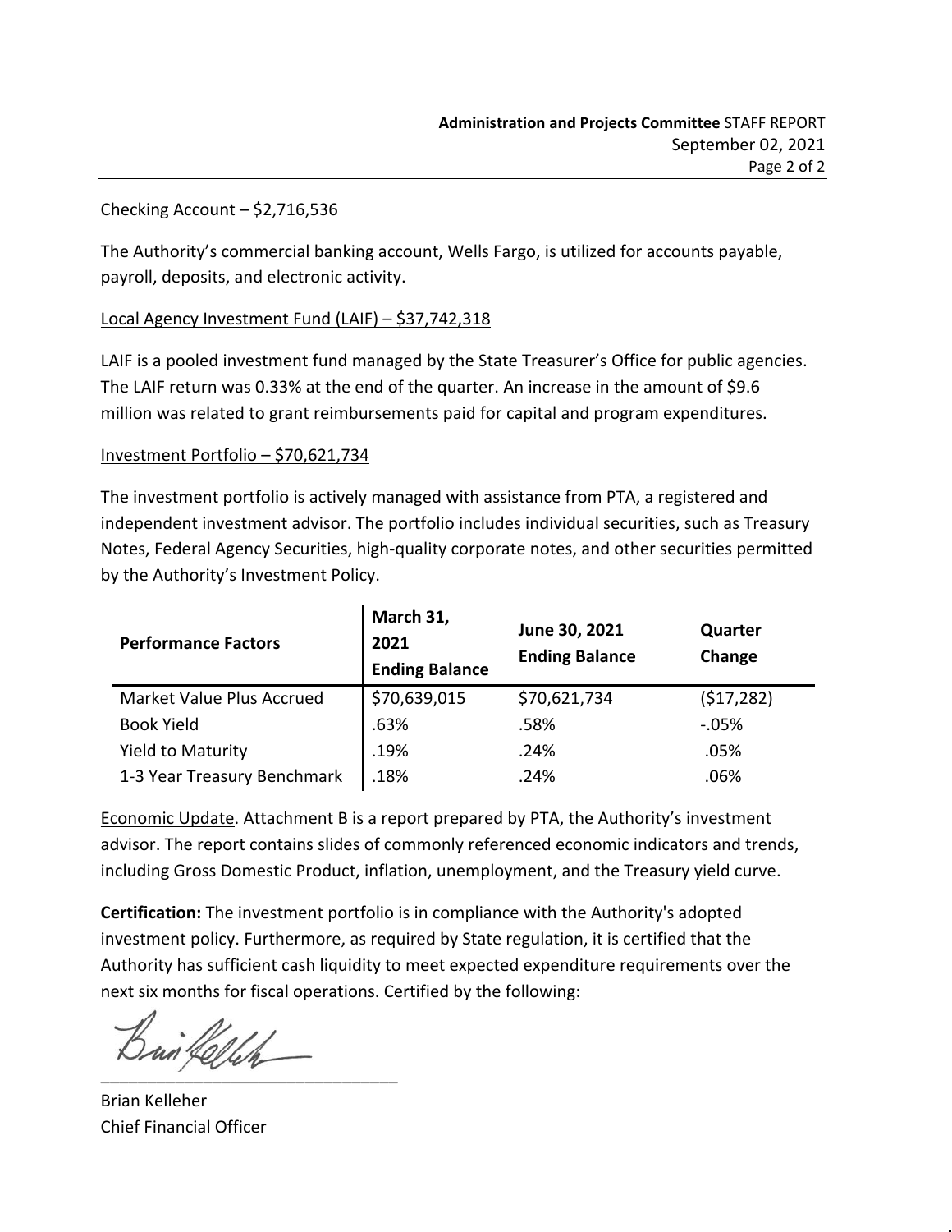Checking Account – $2,716,536

The Authority's commercial banking account, Wells Fargo, is utilized for accounts payable, payroll, deposits, and electronic activity.

Local Agency Investment Fund (LAIF) – $37,742,318

LAIF is a pooled investment fund managed by the State Treasurer's Office for public agencies. The LAIF return was 0.33% at the end of the quarter. An increase in the amount of $9.6 million was related to grant reimbursements paid for capital and program expenditures.

Investment Portfolio – $70,621,734

The investment portfolio is actively managed with assistance from PTA, a registered and independent investment advisor. The portfolio includes individual securities, such as Treasury Notes, Federal Agency Securities, high-quality corporate notes, and other securities permitted by the Authority's Investment Policy.

| Performance Factors | March 31, 2021 Ending Balance | June 30, 2021 Ending Balance | Quarter Change |
| --- | --- | --- | --- |
| Market Value Plus Accrued | $70,639,015 | $70,621,734 | ($17,282) |
| Book Yield | .63% | .58% | -.05% |
| Yield to Maturity | .19% | .24% | .05% |
| 1-3 Year Treasury Benchmark | .18% | .24% | .06% |

Economic Update. Attachment B is a report prepared by PTA, the Authority's investment advisor. The report contains slides of commonly referenced economic indicators and trends, including Gross Domestic Product, inflation, unemployment, and the Treasury yield curve.

**Certification:** The investment portfolio is in compliance with the Authority's adopted investment policy. Furthermore, as required by State regulation, it is certified that the Authority has sufficient cash liquidity to meet expected expenditure requirements over the next six months for fiscal operations. Certified by the following:

\_\_\_\_\_\_\_\_\_\_\_\_\_\_\_\_\_\_\_\_\_\_\_\_\_\_\_\_\_\_\_\_

Brian Kelleher
Chief Financial Officer